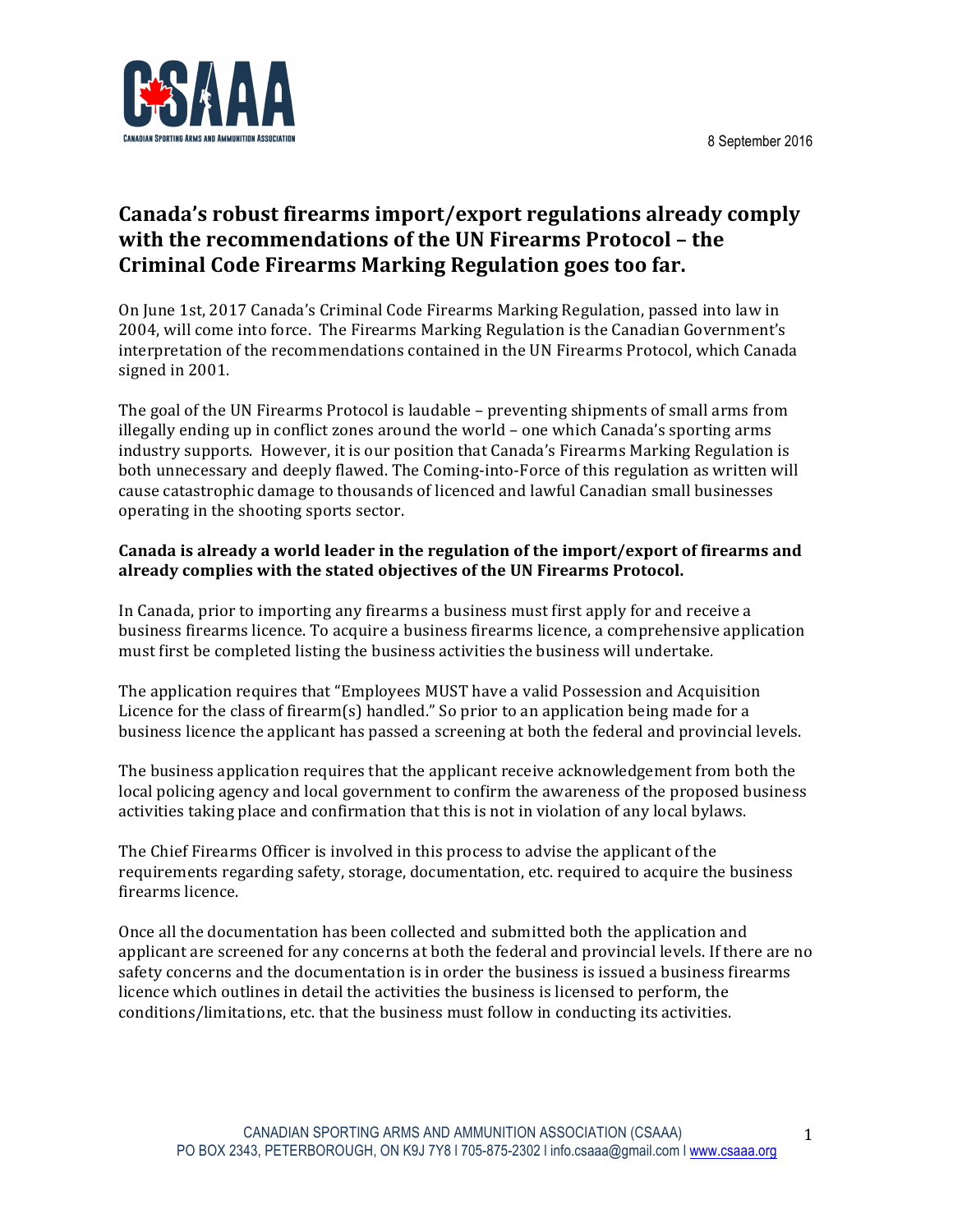8 September 2016

# Canada's robust firearms import/export regulations already comply with the recommendations of the UN Firearms Protocol – the Criminal Code Firearms Marking Regulation goes too far.

On June 1st, 2017 Canada's Criminal Code Firearms Marking Regulation, passed into law in 2004, will come into force. The Firearms Marking Regulation is the Canadian Government's interpretation of the recommendations contained in the UN Firearms Protocol, which Canada signed in 2001.

The goal of the UN Firearms Protocol is laudable – preventing shipments of small arms from illegally ending up in conflict zones around the world – one which Canada's sporting arms industry supports. However, it is our position that Canada's Firearms Marking Regulation is both unnecessary and deeply flawed. The Coming-into-Force of this regulation as written will cause catastrophic damage to thousands of licenced and lawful Canadian small businesses operating in the shooting sports sector.

**Canada is already a world leader in the regulation of the import/export of firearms and already complies with the stated objectives of the UN Firearms Protocol.**

In Canada, prior to importing any firearms a business must first apply for and receive a business firearms licence. To acquire a business firearms licence, a comprehensive application must first be completed listing the business activities the business will undertake.

The application requires that "Employees MUST have a valid Possession and Acquisition Licence for the class of firearm(s) handled." So prior to an application being made for a business licence the applicant has passed a screening at both the federal and provincial levels.

The business application requires that the applicant receive acknowledgement from both the local policing agency and local government to confirm the awareness of the proposed business activities taking place and confirmation that this is not in violation of any local bylaws.

The Chief Firearms Officer is involved in this process to advise the applicant of the requirements regarding safety, storage, documentation, etc. required to acquire the business firearms licence.

Once all the documentation has been collected and submitted both the application and applicant are screened for any concerns at both the federal and provincial levels. If there are no safety concerns and the documentation is in order the business is issued a business firearms licence which outlines in detail the activities the business is licensed to perform, the conditions/limitations, etc. that the business must follow in conducting its activities.

CANADIAN SPORTING ARMS AND AMMUNITION ASSOCIATION (CSAAA)
PO BOX 2343, PETERBOROUGH, ON K9J 7Y8 | 705-875-2302 | info.csaaa@gmail.com | www.csaaa.org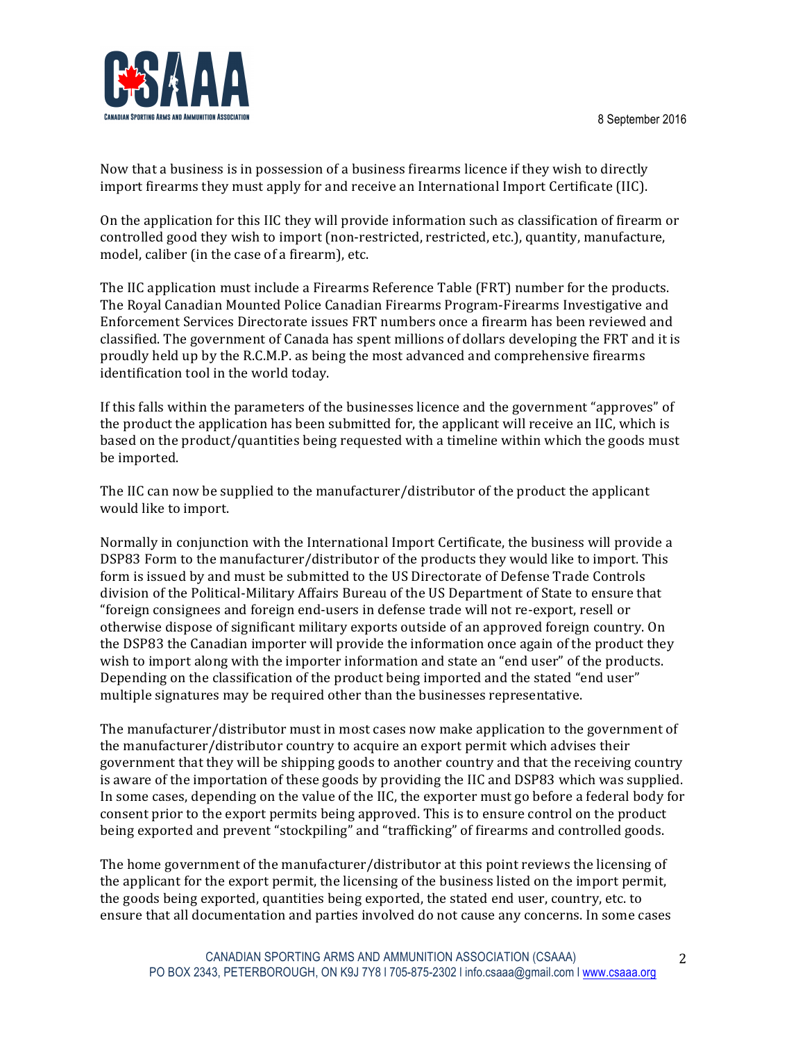Now that a business is in possession of a business firearms licence if they wish to directly import firearms they must apply for and receive an International Import Certificate (IIC).

On the application for this IIC they will provide information such as classification of firearm or controlled good they wish to import (non-restricted, restricted, etc.), quantity, manufacture, model, caliber (in the case of a firearm), etc.

The IIC application must include a Firearms Reference Table (FRT) number for the products. The Royal Canadian Mounted Police Canadian Firearms Program-Firearms Investigative and Enforcement Services Directorate issues FRT numbers once a firearm has been reviewed and classified. The government of Canada has spent millions of dollars developing the FRT and it is proudly held up by the R.C.M.P. as being the most advanced and comprehensive firearms identification tool in the world today.

If this falls within the parameters of the businesses licence and the government "approves" of the product the application has been submitted for, the applicant will receive an IIC, which is based on the product/quantities being requested with a timeline within which the goods must be imported.

The IIC can now be supplied to the manufacturer/distributor of the product the applicant would like to import.

Normally in conjunction with the International Import Certificate, the business will provide a DSP83 Form to the manufacturer/distributor of the products they would like to import. This form is issued by and must be submitted to the US Directorate of Defense Trade Controls division of the Political-Military Affairs Bureau of the US Department of State to ensure that "foreign consignees and foreign end-users in defense trade will not re-export, resell or otherwise dispose of significant military exports outside of an approved foreign country. On the DSP83 the Canadian importer will provide the information once again of the product they wish to import along with the importer information and state an "end user" of the products. Depending on the classification of the product being imported and the stated "end user" multiple signatures may be required other than the businesses representative.

The manufacturer/distributor must in most cases now make application to the government of the manufacturer/distributor country to acquire an export permit which advises their government that they will be shipping goods to another country and that the receiving country is aware of the importation of these goods by providing the IIC and DSP83 which was supplied. In some cases, depending on the value of the IIC, the exporter must go before a federal body for consent prior to the export permits being approved. This is to ensure control on the product being exported and prevent "stockpiling" and "trafficking" of firearms and controlled goods.

The home government of the manufacturer/distributor at this point reviews the licensing of the applicant for the export permit, the licensing of the business listed on the import permit, the goods being exported, quantities being exported, the stated end user, country, etc. to ensure that all documentation and parties involved do not cause any concerns. In some cases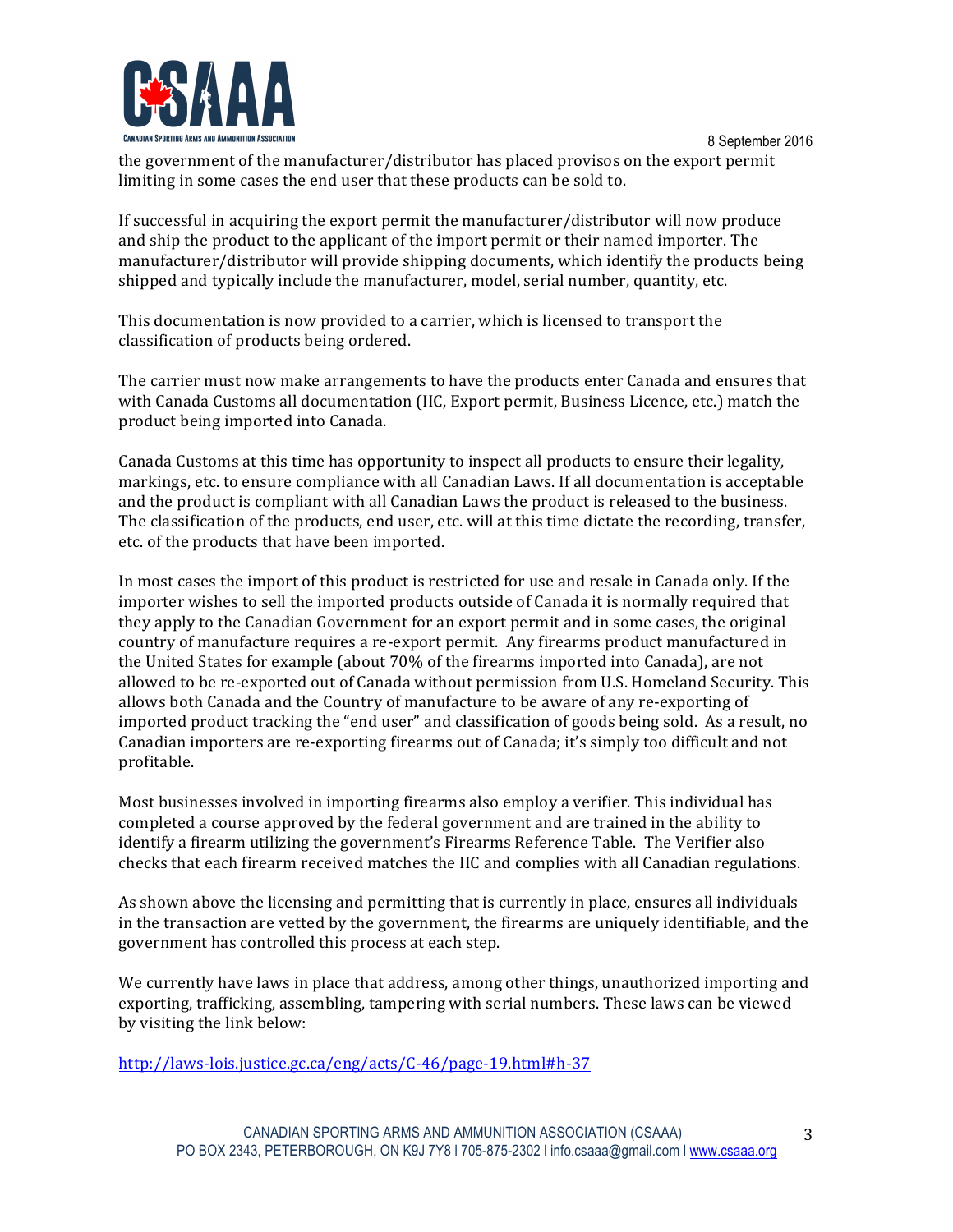the government of the manufacturer/distributor has placed provisos on the export permit limiting in some cases the end user that these products can be sold to.

If successful in acquiring the export permit the manufacturer/distributor will now produce and ship the product to the applicant of the import permit or their named importer. The manufacturer/distributor will provide shipping documents, which identify the products being shipped and typically include the manufacturer, model, serial number, quantity, etc.

This documentation is now provided to a carrier, which is licensed to transport the classification of products being ordered.

The carrier must now make arrangements to have the products enter Canada and ensures that with Canada Customs all documentation (IIC, Export permit, Business Licence, etc.) match the product being imported into Canada.

Canada Customs at this time has opportunity to inspect all products to ensure their legality, markings, etc. to ensure compliance with all Canadian Laws. If all documentation is acceptable and the product is compliant with all Canadian Laws the product is released to the business. The classification of the products, end user, etc. will at this time dictate the recording, transfer, etc. of the products that have been imported.

In most cases the import of this product is restricted for use and resale in Canada only. If the importer wishes to sell the imported products outside of Canada it is normally required that they apply to the Canadian Government for an export permit and in some cases, the original country of manufacture requires a re-export permit. Any firearms product manufactured in the United States for example (about 70% of the firearms imported into Canada), are not allowed to be re-exported out of Canada without permission from U.S. Homeland Security. This allows both Canada and the Country of manufacture to be aware of any re-exporting of imported product tracking the "end user" and classification of goods being sold. As a result, no Canadian importers are re-exporting firearms out of Canada; it's simply too difficult and not profitable.

Most businesses involved in importing firearms also employ a verifier. This individual has completed a course approved by the federal government and are trained in the ability to identify a firearm utilizing the government's Firearms Reference Table. The Verifier also checks that each firearm received matches the IIC and complies with all Canadian regulations.

As shown above the licensing and permitting that is currently in place, ensures all individuals in the transaction are vetted by the government, the firearms are uniquely identifiable, and the government has controlled this process at each step.

We currently have laws in place that address, among other things, unauthorized importing and exporting, trafficking, assembling, tampering with serial numbers. These laws can be viewed by visiting the link below:

http://laws-lois.justice.gc.ca/eng/acts/C-46/page-19.html#h-37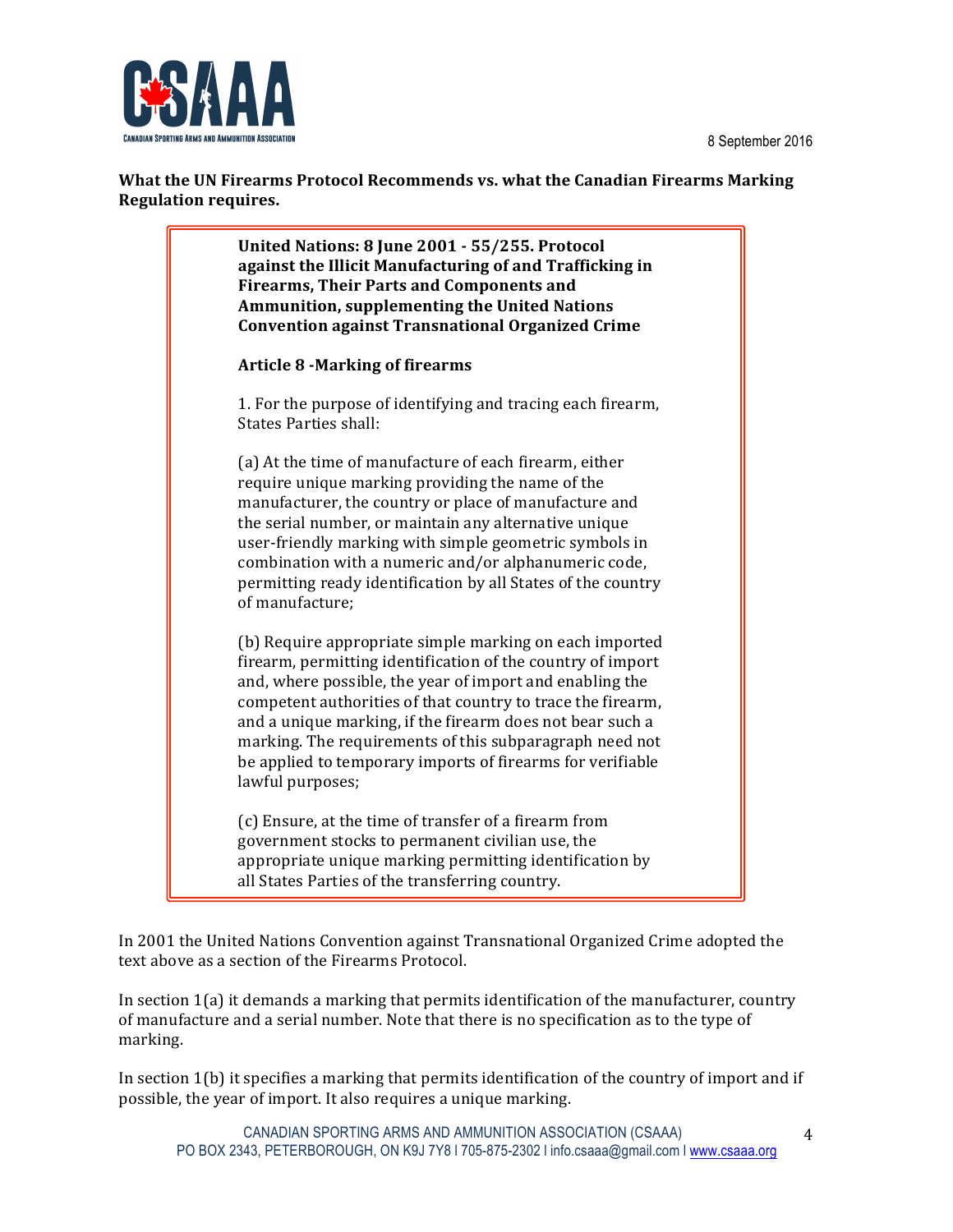8 September 2016

**What the UN Firearms Protocol Recommends vs. what the Canadian Firearms Marking Regulation requires.**

> **United Nations: 8 June 2001 - 55/255. Protocol against the Illicit Manufacturing of and Trafficking in Firearms, Their Parts and Components and Ammunition, supplementing the United Nations Convention against Transnational Organized Crime**
>
> **Article 8 -Marking of firearms**
>
> 1. For the purpose of identifying and tracing each firearm, States Parties shall:
>
> (a) At the time of manufacture of each firearm, either require unique marking providing the name of the manufacturer, the country or place of manufacture and the serial number, or maintain any alternative unique user-friendly marking with simple geometric symbols in combination with a numeric and/or alphanumeric code, permitting ready identification by all States of the country of manufacture;
>
> (b) Require appropriate simple marking on each imported firearm, permitting identification of the country of import and, where possible, the year of import and enabling the competent authorities of that country to trace the firearm, and a unique marking, if the firearm does not bear such a marking. The requirements of this subparagraph need not be applied to temporary imports of firearms for verifiable lawful purposes;
>
> (c) Ensure, at the time of transfer of a firearm from government stocks to permanent civilian use, the appropriate unique marking permitting identification by all States Parties of the transferring country.

In 2001 the United Nations Convention against Transnational Organized Crime adopted the text above as a section of the Firearms Protocol.

In section 1(a) it demands a marking that permits identification of the manufacturer, country of manufacture and a serial number. Note that there is no specification as to the type of marking.

In section 1(b) it specifies a marking that permits identification of the country of import and if possible, the year of import. It also requires a unique marking.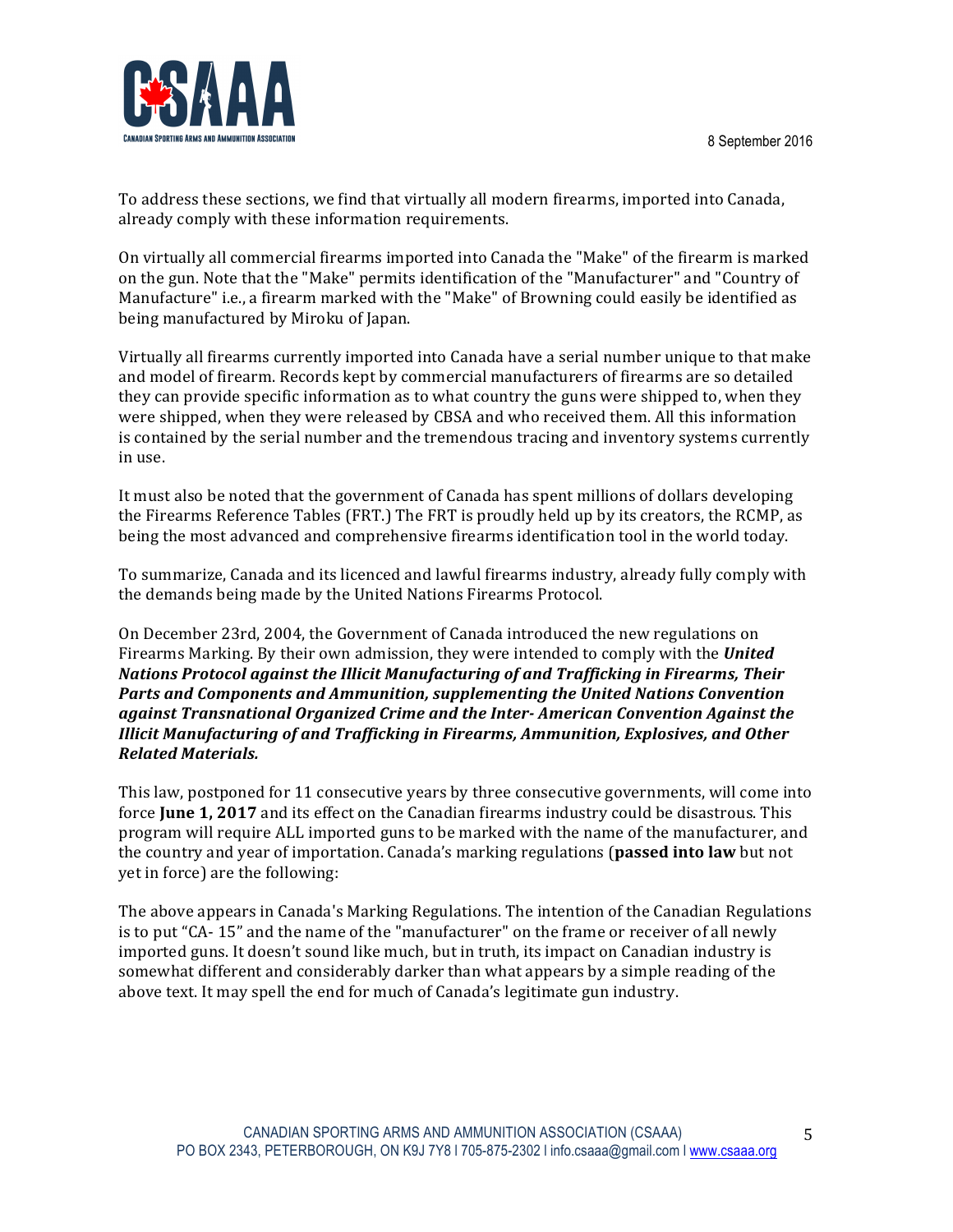To address these sections, we find that virtually all modern firearms, imported into Canada, already comply with these information requirements.

On virtually all commercial firearms imported into Canada the "Make" of the firearm is marked on the gun. Note that the "Make" permits identification of the "Manufacturer" and "Country of Manufacture" i.e., a firearm marked with the "Make" of Browning could easily be identified as being manufactured by Miroku of Japan.

Virtually all firearms currently imported into Canada have a serial number unique to that make and model of firearm. Records kept by commercial manufacturers of firearms are so detailed they can provide specific information as to what country the guns were shipped to, when they were shipped, when they were released by CBSA and who received them. All this information is contained by the serial number and the tremendous tracing and inventory systems currently in use.

It must also be noted that the government of Canada has spent millions of dollars developing the Firearms Reference Tables (FRT.) The FRT is proudly held up by its creators, the RCMP, as being the most advanced and comprehensive firearms identification tool in the world today.

To summarize, Canada and its licenced and lawful firearms industry, already fully comply with the demands being made by the United Nations Firearms Protocol.

On December 23rd, 2004, the Government of Canada introduced the new regulations on Firearms Marking. By their own admission, they were intended to comply with the ***United Nations Protocol against the Illicit Manufacturing of and Trafficking in Firearms, Their Parts and Components and Ammunition, supplementing the United Nations Convention against Transnational Organized Crime and the Inter- American Convention Against the Illicit Manufacturing of and Trafficking in Firearms, Ammunition, Explosives, and Other Related Materials.***

This law, postponed for 11 consecutive years by three consecutive governments, will come into force **June 1, 2017** and its effect on the Canadian firearms industry could be disastrous. This program will require ALL imported guns to be marked with the name of the manufacturer, and the country and year of importation. Canada's marking regulations (**passed into law** but not yet in force) are the following:

The above appears in Canada's Marking Regulations. The intention of the Canadian Regulations is to put "CA- 15" and the name of the "manufacturer" on the frame or receiver of all newly imported guns. It doesn't sound like much, but in truth, its impact on Canadian industry is somewhat different and considerably darker than what appears by a simple reading of the above text. It may spell the end for much of Canada's legitimate gun industry.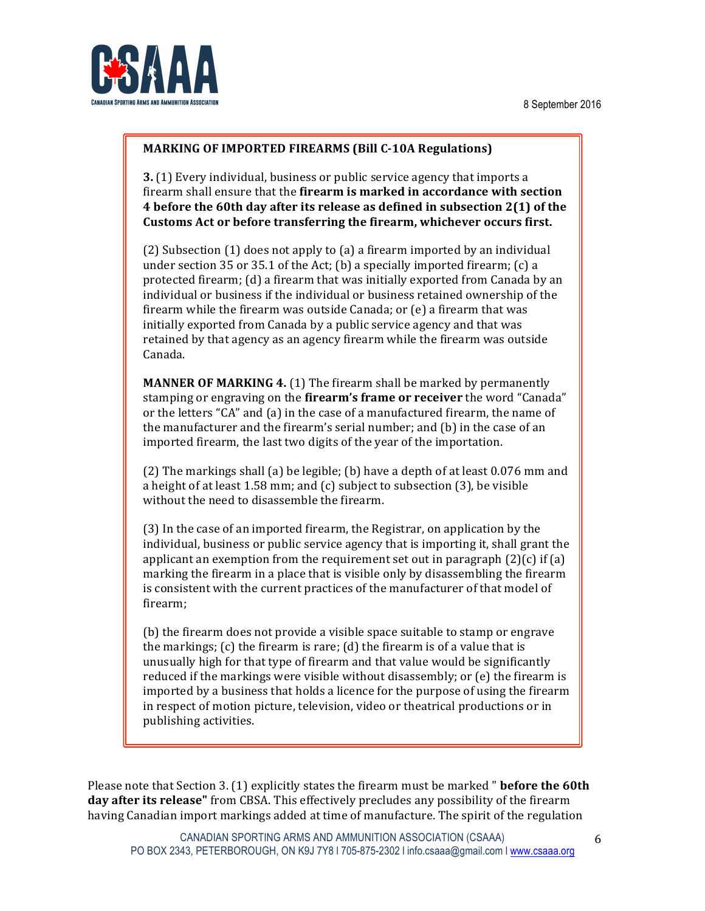8 September 2016

**MARKING OF IMPORTED FIREARMS (Bill C-10A Regulations)**

**3.** (1) Every individual, business or public service agency that imports a firearm shall ensure that the **firearm is marked in accordance with section 4 before the 60th day after its release as defined in subsection 2(1) of the Customs Act or before transferring the firearm, whichever occurs first.**

(2) Subsection (1) does not apply to (a) a firearm imported by an individual under section 35 or 35.1 of the Act; (b) a specially imported firearm; (c) a protected firearm; (d) a firearm that was initially exported from Canada by an individual or business if the individual or business retained ownership of the firearm while the firearm was outside Canada; or (e) a firearm that was initially exported from Canada by a public service agency and that was retained by that agency as an agency firearm while the firearm was outside Canada.

**MANNER OF MARKING 4.** (1) The firearm shall be marked by permanently stamping or engraving on the **firearm's frame or receiver** the word "Canada" or the letters "CA" and (a) in the case of a manufactured firearm, the name of the manufacturer and the firearm's serial number; and (b) in the case of an imported firearm, the last two digits of the year of the importation.

(2) The markings shall (a) be legible; (b) have a depth of at least 0.076 mm and a height of at least 1.58 mm; and (c) subject to subsection (3), be visible without the need to disassemble the firearm.

(3) In the case of an imported firearm, the Registrar, on application by the individual, business or public service agency that is importing it, shall grant the applicant an exemption from the requirement set out in paragraph (2)(c) if (a) marking the firearm in a place that is visible only by disassembling the firearm is consistent with the current practices of the manufacturer of that model of firearm;

(b) the firearm does not provide a visible space suitable to stamp or engrave the markings; (c) the firearm is rare; (d) the firearm is of a value that is unusually high for that type of firearm and that value would be significantly reduced if the markings were visible without disassembly; or (e) the firearm is imported by a business that holds a licence for the purpose of using the firearm in respect of motion picture, television, video or theatrical productions or in publishing activities.

Please note that Section 3. (1) explicitly states the firearm must be marked " **before the 60th day after its release"** from CBSA. This effectively precludes any possibility of the firearm having Canadian import markings added at time of manufacture. The spirit of the regulation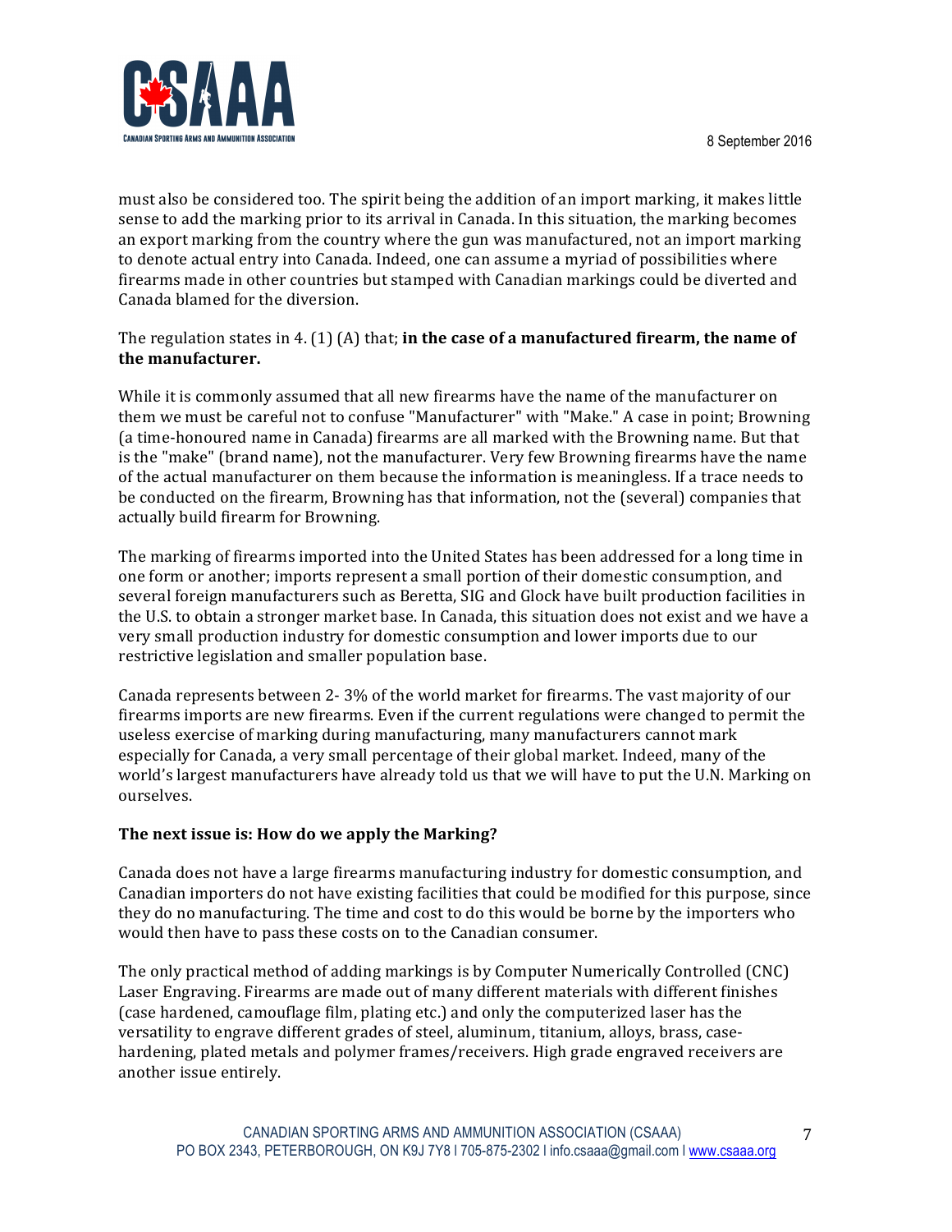must also be considered too. The spirit being the addition of an import marking, it makes little sense to add the marking prior to its arrival in Canada. In this situation, the marking becomes an export marking from the country where the gun was manufactured, not an import marking to denote actual entry into Canada. Indeed, one can assume a myriad of possibilities where firearms made in other countries but stamped with Canadian markings could be diverted and Canada blamed for the diversion.

The regulation states in 4. (1) (A) that; **in the case of a manufactured firearm, the name of the manufacturer.**

While it is commonly assumed that all new firearms have the name of the manufacturer on them we must be careful not to confuse "Manufacturer" with "Make." A case in point; Browning (a time-honoured name in Canada) firearms are all marked with the Browning name. But that is the "make" (brand name), not the manufacturer. Very few Browning firearms have the name of the actual manufacturer on them because the information is meaningless. If a trace needs to be conducted on the firearm, Browning has that information, not the (several) companies that actually build firearm for Browning.

The marking of firearms imported into the United States has been addressed for a long time in one form or another; imports represent a small portion of their domestic consumption, and several foreign manufacturers such as Beretta, SIG and Glock have built production facilities in the U.S. to obtain a stronger market base. In Canada, this situation does not exist and we have a very small production industry for domestic consumption and lower imports due to our restrictive legislation and smaller population base.

Canada represents between 2- 3% of the world market for firearms. The vast majority of our firearms imports are new firearms. Even if the current regulations were changed to permit the useless exercise of marking during manufacturing, many manufacturers cannot mark especially for Canada, a very small percentage of their global market. Indeed, many of the world's largest manufacturers have already told us that we will have to put the U.N. Marking on ourselves.

**The next issue is: How do we apply the Marking?**

Canada does not have a large firearms manufacturing industry for domestic consumption, and Canadian importers do not have existing facilities that could be modified for this purpose, since they do no manufacturing. The time and cost to do this would be borne by the importers who would then have to pass these costs on to the Canadian consumer.

The only practical method of adding markings is by Computer Numerically Controlled (CNC) Laser Engraving. Firearms are made out of many different materials with different finishes (case hardened, camouflage film, plating etc.) and only the computerized laser has the versatility to engrave different grades of steel, aluminum, titanium, alloys, brass, case-hardening, plated metals and polymer frames/receivers. High grade engraved receivers are another issue entirely.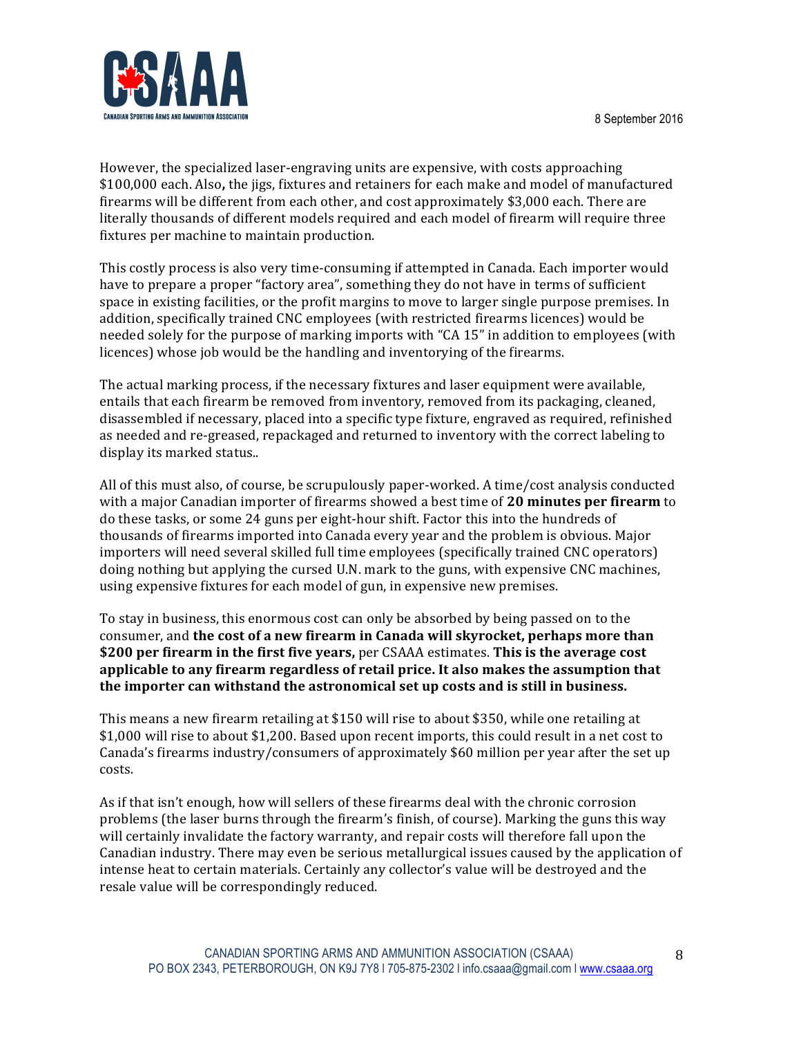However, the specialized laser-engraving units are expensive, with costs approaching $100,000 each. Also**,** the jigs, fixtures and retainers for each make and model of manufactured firearms will be different from each other, and cost approximately $3,000 each. There are literally thousands of different models required and each model of firearm will require three fixtures per machine to maintain production.

This costly process is also very time-consuming if attempted in Canada. Each importer would have to prepare a proper "factory area", something they do not have in terms of sufficient space in existing facilities, or the profit margins to move to larger single purpose premises. In addition, specifically trained CNC employees (with restricted firearms licences) would be needed solely for the purpose of marking imports with "CA 15" in addition to employees (with licences) whose job would be the handling and inventorying of the firearms.

The actual marking process, if the necessary fixtures and laser equipment were available, entails that each firearm be removed from inventory, removed from its packaging, cleaned, disassembled if necessary, placed into a specific type fixture, engraved as required, refinished as needed and re-greased, repackaged and returned to inventory with the correct labeling to display its marked status..

All of this must also, of course, be scrupulously paper-worked. A time/cost analysis conducted with a major Canadian importer of firearms showed a best time of **20 minutes per firearm** to do these tasks, or some 24 guns per eight-hour shift. Factor this into the hundreds of thousands of firearms imported into Canada every year and the problem is obvious. Major importers will need several skilled full time employees (specifically trained CNC operators) doing nothing but applying the cursed U.N. mark to the guns, with expensive CNC machines, using expensive fixtures for each model of gun, in expensive new premises.

To stay in business, this enormous cost can only be absorbed by being passed on to the consumer, and **the cost of a new firearm in Canada will skyrocket, perhaps more than $200 per firearm in the first five years,** per CSAAA estimates. **This is the average cost applicable to any firearm regardless of retail price. It also makes the assumption that the importer can withstand the astronomical set up costs and is still in business.**

This means a new firearm retailing at $150 will rise to about $350, while one retailing at $1,000 will rise to about $1,200. Based upon recent imports, this could result in a net cost to Canada's firearms industry/consumers of approximately $60 million per year after the set up costs.

As if that isn't enough, how will sellers of these firearms deal with the chronic corrosion problems (the laser burns through the firearm's finish, of course). Marking the guns this way will certainly invalidate the factory warranty, and repair costs will therefore fall upon the Canadian industry. There may even be serious metallurgical issues caused by the application of intense heat to certain materials. Certainly any collector's value will be destroyed and the resale value will be correspondingly reduced.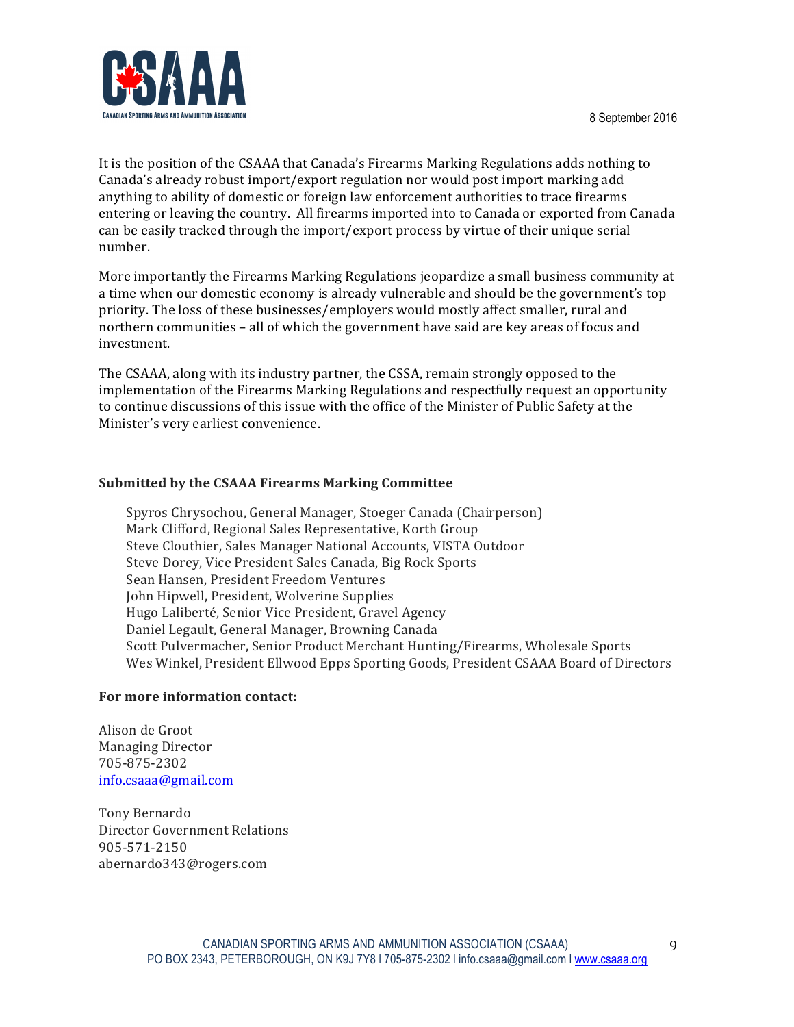It is the position of the CSAAA that Canada's Firearms Marking Regulations adds nothing to Canada's already robust import/export regulation nor would post import marking add anything to ability of domestic or foreign law enforcement authorities to trace firearms entering or leaving the country. All firearms imported into to Canada or exported from Canada can be easily tracked through the import/export process by virtue of their unique serial number.

More importantly the Firearms Marking Regulations jeopardize a small business community at a time when our domestic economy is already vulnerable and should be the government's top priority. The loss of these businesses/employers would mostly affect smaller, rural and northern communities – all of which the government have said are key areas of focus and investment.

The CSAAA, along with its industry partner, the CSSA, remain strongly opposed to the implementation of the Firearms Marking Regulations and respectfully request an opportunity to continue discussions of this issue with the office of the Minister of Public Safety at the Minister's very earliest convenience.

**Submitted by the CSAAA Firearms Marking Committee**

Spyros Chrysochou, General Manager, Stoeger Canada (Chairperson)
Mark Clifford, Regional Sales Representative, Korth Group
Steve Clouthier, Sales Manager National Accounts, VISTA Outdoor
Steve Dorey, Vice President Sales Canada, Big Rock Sports
Sean Hansen, President Freedom Ventures
John Hipwell, President, Wolverine Supplies
Hugo Laliberté, Senior Vice President, Gravel Agency
Daniel Legault, General Manager, Browning Canada
Scott Pulvermacher, Senior Product Merchant Hunting/Firearms, Wholesale Sports
Wes Winkel, President Ellwood Epps Sporting Goods, President CSAAA Board of Directors

**For more information contact:**

Alison de Groot
Managing Director
705-875-2302
info.csaaa@gmail.com

Tony Bernardo
Director Government Relations
905-571-2150
abernardo343@rogers.com